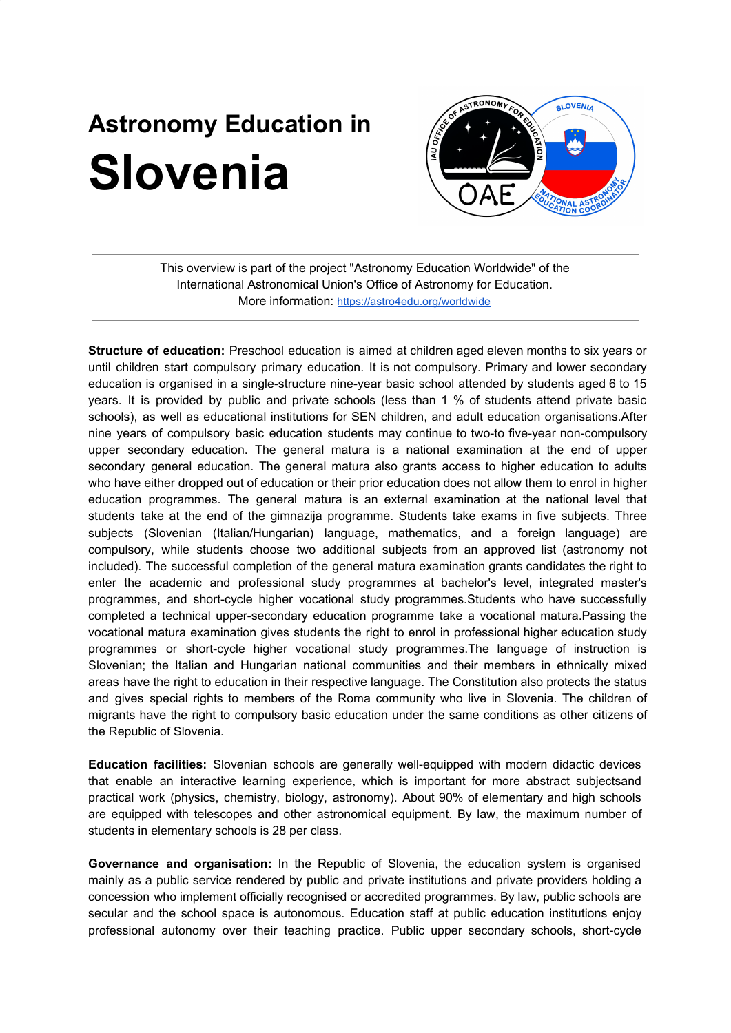# Astronomy Education in
# Slovenia

This overview is part of the project "Astronomy Education Worldwide" of the International Astronomical Union's Office of Astronomy for Education.
More information: https://astro4edu.org/worldwide

---

**Structure of education:** Preschool education is aimed at children aged eleven months to six years or until children start compulsory primary education. It is not compulsory. Primary and lower secondary education is organised in a single-structure nine-year basic school attended by students aged 6 to 15 years. It is provided by public and private schools (less than 1 % of students attend private basic schools), as well as educational institutions for SEN children, and adult education organisations.After nine years of compulsory basic education students may continue to two-to five-year non-compulsory upper secondary education. The general matura is a national examination at the end of upper secondary general education. The general matura also grants access to higher education to adults who have either dropped out of education or their prior education does not allow them to enrol in higher education programmes. The general matura is an external examination at the national level that students take at the end of the gimnazija programme. Students take exams in five subjects. Three subjects (Slovenian (Italian/Hungarian) language, mathematics, and a foreign language) are compulsory, while students choose two additional subjects from an approved list (astronomy not included). The successful completion of the general matura examination grants candidates the right to enter the academic and professional study programmes at bachelor's level, integrated master's programmes, and short-cycle higher vocational study programmes.Students who have successfully completed a technical upper-secondary education programme take a vocational matura.Passing the vocational matura examination gives students the right to enrol in professional higher education study programmes or short-cycle higher vocational study programmes.The language of instruction is Slovenian; the Italian and Hungarian national communities and their members in ethnically mixed areas have the right to education in their respective language. The Constitution also protects the status and gives special rights to members of the Roma community who live in Slovenia. The children of migrants have the right to compulsory basic education under the same conditions as other citizens of the Republic of Slovenia.

**Education facilities:** Slovenian schools are generally well-equipped with modern didactic devices that enable an interactive learning experience, which is important for more abstract subjectsand practical work (physics, chemistry, biology, astronomy). About 90% of elementary and high schools are equipped with telescopes and other astronomical equipment. By law, the maximum number of students in elementary schools is 28 per class.

**Governance and organisation:** In the Republic of Slovenia, the education system is organised mainly as a public service rendered by public and private institutions and private providers holding a concession who implement officially recognised or accredited programmes. By law, public schools are secular and the school space is autonomous. Education staff at public education institutions enjoy professional autonomy over their teaching practice. Public upper secondary schools, short-cycle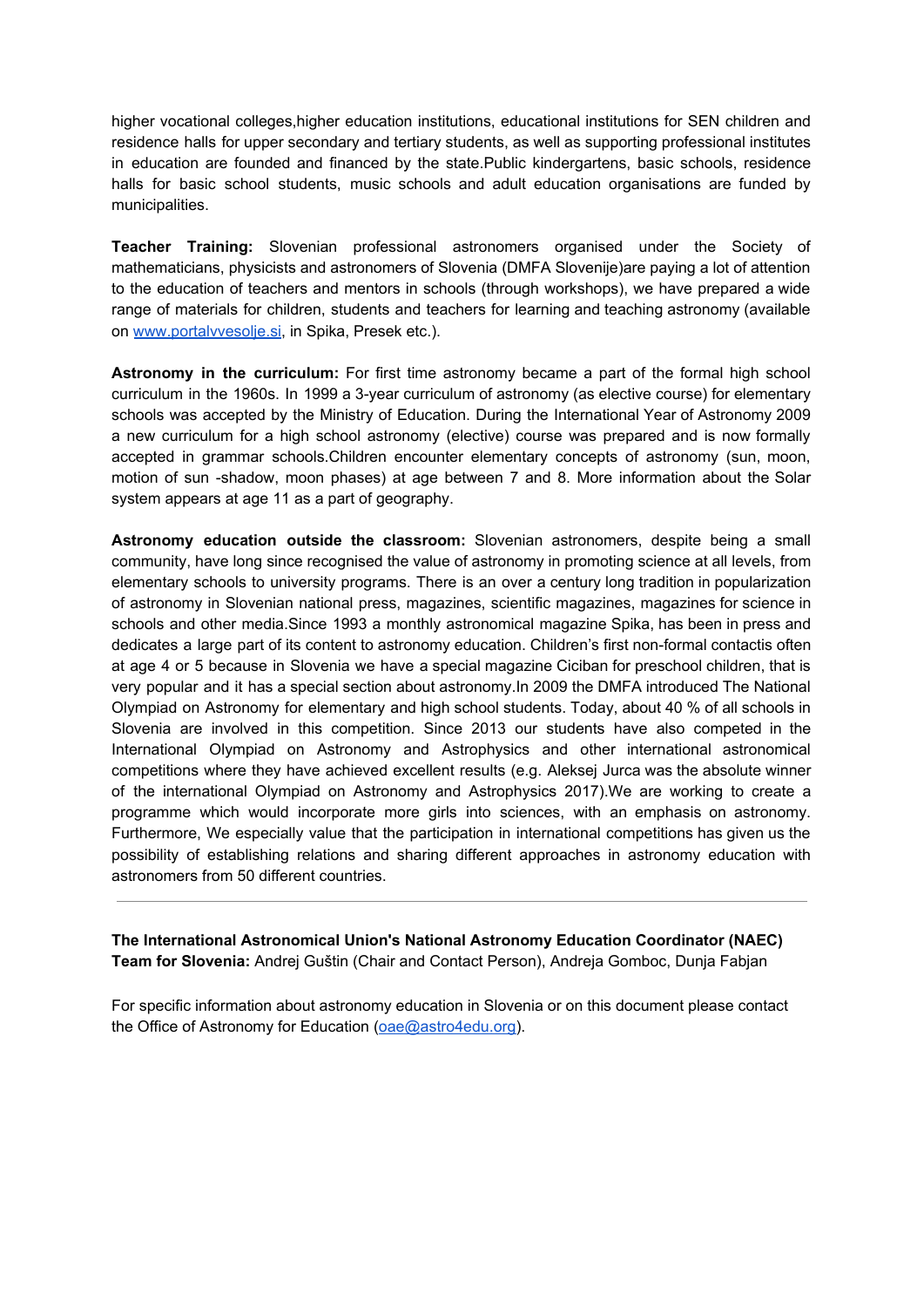higher vocational colleges,higher education institutions, educational institutions for SEN children and residence halls for upper secondary and tertiary students, as well as supporting professional institutes in education are founded and financed by the state.Public kindergartens, basic schools, residence halls for basic school students, music schools and adult education organisations are funded by municipalities.

**Teacher Training:** Slovenian professional astronomers organised under the Society of mathematicians, physicists and astronomers of Slovenia (DMFA Slovenije)are paying a lot of attention to the education of teachers and mentors in schools (through workshops), we have prepared a wide range of materials for children, students and teachers for learning and teaching astronomy (available on [www.portalvvesolje.si](www.portalvvesolje.si), in Spika, Presek etc.).

**Astronomy in the curriculum:** For first time astronomy became a part of the formal high school curriculum in the 1960s. In 1999 a 3-year curriculum of astronomy (as elective course) for elementary schools was accepted by the Ministry of Education. During the International Year of Astronomy 2009 a new curriculum for a high school astronomy (elective) course was prepared and is now formally accepted in grammar schools.Children encounter elementary concepts of astronomy (sun, moon, motion of sun -shadow, moon phases) at age between 7 and 8. More information about the Solar system appears at age 11 as a part of geography.

**Astronomy education outside the classroom:** Slovenian astronomers, despite being a small community, have long since recognised the value of astronomy in promoting science at all levels, from elementary schools to university programs. There is an over a century long tradition in popularization of astronomy in Slovenian national press, magazines, scientific magazines, magazines for science in schools and other media.Since 1993 a monthly astronomical magazine Spika, has been in press and dedicates a large part of its content to astronomy education. Children's first non-formal contactis often at age 4 or 5 because in Slovenia we have a special magazine Ciciban for preschool children, that is very popular and it has a special section about astronomy.In 2009 the DMFA introduced The National Olympiad on Astronomy for elementary and high school students. Today, about 40 % of all schools in Slovenia are involved in this competition. Since 2013 our students have also competed in the International Olympiad on Astronomy and Astrophysics and other international astronomical competitions where they have achieved excellent results (e.g. Aleksej Jurca was the absolute winner of the international Olympiad on Astronomy and Astrophysics 2017).We are working to create a programme which would incorporate more girls into sciences, with an emphasis on astronomy. Furthermore, We especially value that the participation in international competitions has given us the possibility of establishing relations and sharing different approaches in astronomy education with astronomers from 50 different countries.

---

**The International Astronomical Union's National Astronomy Education Coordinator (NAEC) Team for Slovenia:** Andrej Guštin (Chair and Contact Person), Andreja Gomboc, Dunja Fabjan

For specific information about astronomy education in Slovenia or on this document please contact the Office of Astronomy for Education ([oae@astro4edu.org](mailto:oae@astro4edu.org)).